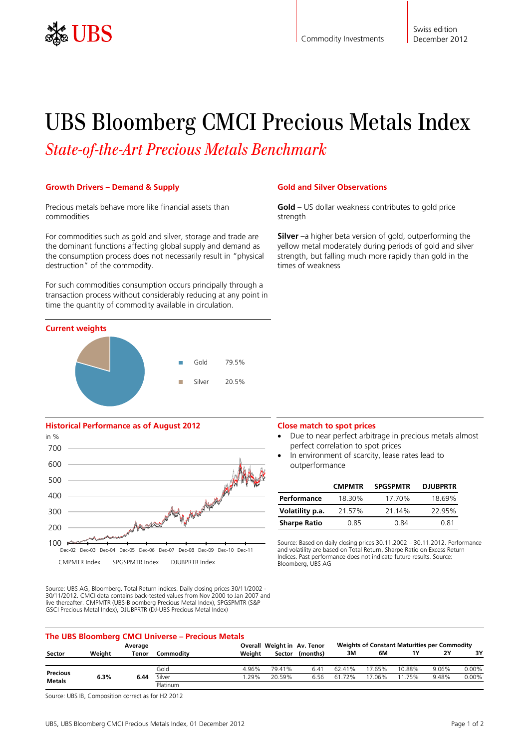Commodity Investments

Swiss edition
December 2012

# UBS Bloomberg CMCI Precious Metals Index

*State-of-the-Art Precious Metals Benchmark*

## Growth Drivers – Demand & Supply

Precious metals behave more like financial assets than commodities

For commodities such as gold and silver, storage and trade are the dominant functions affecting global supply and demand as the consumption process does not necessarily result in "physical destruction" of the commodity.

For such commodities consumption occurs principally through a transaction process without considerably reducing at any point in time the quantity of commodity available in circulation.

## Gold and Silver Observations

**Gold** – US dollar weakness contributes to gold price strength

**Silver** –a higher beta version of gold, outperforming the yellow metal moderately during periods of gold and silver strength, but falling much more rapidly than gold in the times of weakness

## Current weights

| | |
|---|---|
| Gold | 79.5% |
| Silver | 20.5% |

## Historical Performance as of August 2012

in %

— CMPMTR Index — SPGSPMTR Index — DJUBPRTR Index

Source: UBS AG, Bloomberg. Total Return indices. Daily closing prices 30/11/2002 - 30/11/2012. CMCI data contains back-tested values from Nov 2000 to Jan 2007 and live thereafter. CMPMTR (UBS-Bloomberg Precious Metal Index), SPGSPMTR (S&P GSCI Precious Metal Index), DJUBPRTR (DJ-UBS Precious Metal Index)

## Close match to spot prices

- Due to near perfect arbitrage in precious metals almost perfect correlation to spot prices
- In environment of scarcity, lease rates lead to outperformance

| | CMPMTR | SPGSPMTR | DJUBPRTR |
|---|---|---|---|
| **Performance** | 18.30% | 17.70% | 18.69% |
| **Volatility p.a.** | 21.57% | 21.14% | 22.95% |
| **Sharpe Ratio** | 0.85 | 0.84 | 0.81 |

Source: Based on daily closing prices 30.11.2002 – 30.11.2012. Performance and volatility are based on Total Return, Sharpe Ratio on Excess Return Indices. Past performance does not indicate future results. Source: Bloomberg, UBS AG

## The UBS Bloomberg CMCI Universe – Precious Metals

| Sector | Weight | Average Tenor | Commodity | Overall Weight | Weight in Sector | Av. Tenor (months) | Weights of Constant Maturities per Commodity 3M | 6M | 1Y | 2Y | 3Y |
|---|---|---|---|---|---|---|---|---|---|---|---|
| **Precious Metals** | **6.3%** | **6.44** | Gold | 4.96% | 79.41% | 6.41 | 62.41% | 17.65% | 10.88% | 9.06% | 0.00% |
| | | | Silver | 1.29% | 20.59% | 6.56 | 61.72% | 17.06% | 11.75% | 9.48% | 0.00% |
| | | | Platinum | | | | | | | | |

Source: UBS IB, Composition correct as for H2 2012

UBS, UBS Bloomberg CMCI Precious Metals Index, 01 December 2012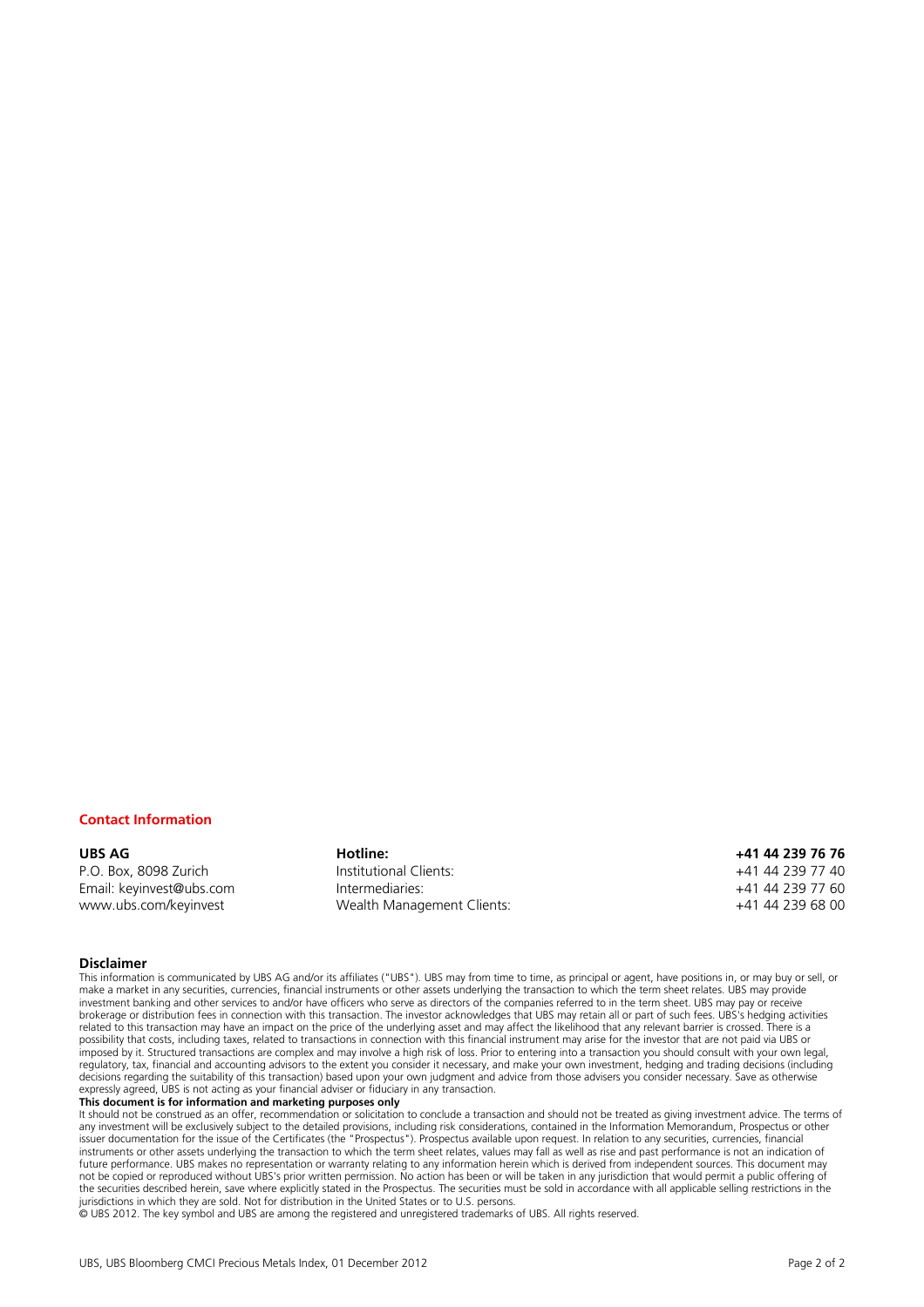## Contact Information

| | | |
|---|---|---|
| **UBS AG** | **Hotline:** | **+41 44 239 76 76** |
| P.O. Box, 8098 Zurich | Institutional Clients: | +41 44 239 77 40 |
| Email: keyinvest@ubs.com | Intermediaries: | +41 44 239 77 60 |
| www.ubs.com/keyinvest | Wealth Management Clients: | +41 44 239 68 00 |

### Disclaimer

This information is communicated by UBS AG and/or its affiliates ("UBS"). UBS may from time to time, as principal or agent, have positions in, or may buy or sell, or make a market in any securities, currencies, financial instruments or other assets underlying the transaction to which the term sheet relates. UBS may provide investment banking and other services to and/or have officers who serve as directors of the companies referred to in the term sheet. UBS may pay or receive brokerage or distribution fees in connection with this transaction. The investor acknowledges that UBS may retain all or part of such fees. UBS's hedging activities related to this transaction may have an impact on the price of the underlying asset and may affect the likelihood that any relevant barrier is crossed. There is a possibility that costs, including taxes, related to transactions in connection with this financial instrument may arise for the investor that are not paid via UBS or imposed by it. Structured transactions are complex and may involve a high risk of loss. Prior to entering into a transaction you should consult with your own legal, regulatory, tax, financial and accounting advisors to the extent you consider it necessary, and make your own investment, hedging and trading decisions (including decisions regarding the suitability of this transaction) based upon your own judgment and advice from those advisers you consider necessary. Save as otherwise expressly agreed, UBS is not acting as your financial adviser or fiduciary in any transaction.

**This document is for information and marketing purposes only**

It should not be construed as an offer, recommendation or solicitation to conclude a transaction and should not be treated as giving investment advice. The terms of any investment will be exclusively subject to the detailed provisions, including risk considerations, contained in the Information Memorandum, Prospectus or other issuer documentation for the issue of the Certificates (the "Prospectus"). Prospectus available upon request. In relation to any securities, currencies, financial instruments or other assets underlying the transaction to which the term sheet relates, values may fall as well as rise and past performance is not an indication of future performance. UBS makes no representation or warranty relating to any information herein which is derived from independent sources. This document may not be copied or reproduced without UBS's prior written permission. No action has been or will be taken in any jurisdiction that would permit a public offering of the securities described herein, save where explicitly stated in the Prospectus. The securities must be sold in accordance with all applicable selling restrictions in the jurisdictions in which they are sold. Not for distribution in the United States or to U.S. persons.

© UBS 2012. The key symbol and UBS are among the registered and unregistered trademarks of UBS. All rights reserved.